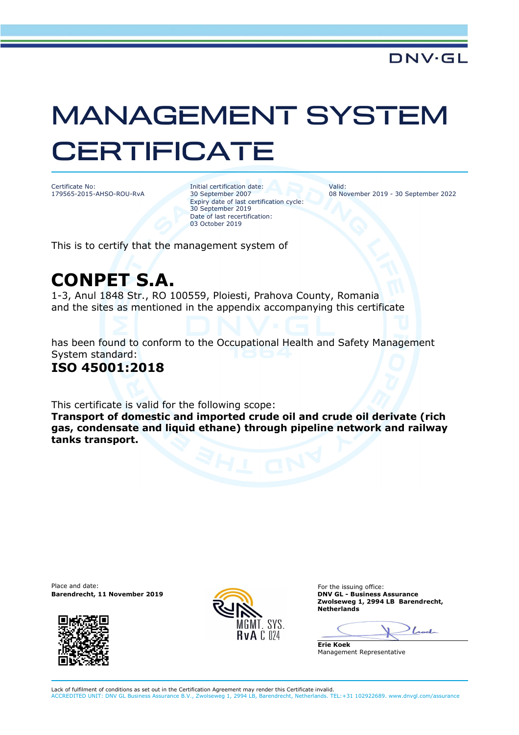DNV·GL

# MANAGEMENT SYSTEM CERTIFICATE

Certificate No:
179565-2015-AHSO-ROU-RvA

Initial certification date:
30 September 2007
Expiry date of last certification cycle:
30 September 2019
Date of last recertification:
03 October 2019

Valid:
08 November 2019 - 30 September 2022

This is to certify that the management system of

## CONPET S.A.

1-3, Anul 1848 Str., RO 100559, Ploiesti, Prahova County, Romania
and the sites as mentioned in the appendix accompanying this certificate

has been found to conform to the Occupational Health and Safety Management System standard:

**ISO 45001:2018**

This certificate is valid for the following scope:
**Transport of domestic and imported crude oil and crude oil derivate (rich gas, condensate and liquid ethane) through pipeline network and railway tanks transport.**

Place and date:
**Barendrecht, 11 November 2019**

MGMT. SYS.
RvA C 024

For the issuing office:
**DNV GL - Business Assurance**
**Zwolseweg 1, 2994 LB Barendrecht, Netherlands**

**Erie Koek**
Management Representative

Lack of fulfilment of conditions as set out in the Certification Agreement may render this Certificate invalid.
ACCREDITED UNIT: DNV GL Business Assurance B.V., Zwolseweg 1, 2994 LB, Barendrecht, Netherlands. TEL:+31 102922689. www.dnvgl.com/assurance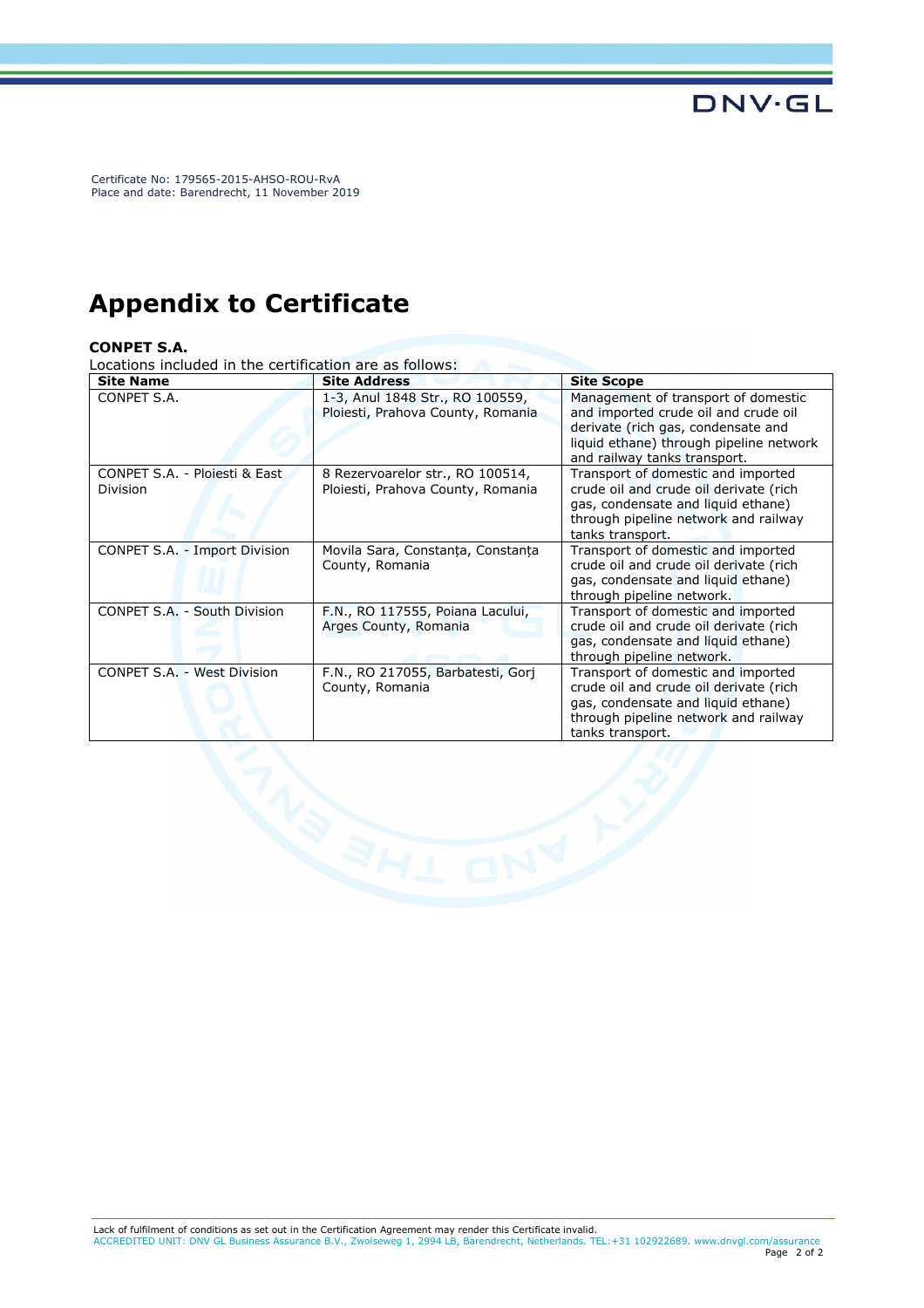Certificate No: 179565-2015-AHSO-ROU-RvA
Place and date: Barendrecht, 11 November 2019

# Appendix to Certificate

**CONPET S.A.**

Locations included in the certification are as follows:

| Site Name | Site Address | Site Scope |
|---|---|---|
| CONPET S.A. | 1-3, Anul 1848 Str., RO 100559, Ploiesti, Prahova County, Romania | Management of transport of domestic and imported crude oil and crude oil derivate (rich gas, condensate and liquid ethane) through pipeline network and railway tanks transport. |
| CONPET S.A. - Ploiesti & East Division | 8 Rezervoarelor str., RO 100514, Ploiesti, Prahova County, Romania | Transport of domestic and imported crude oil and crude oil derivate (rich gas, condensate and liquid ethane) through pipeline network and railway tanks transport. |
| CONPET S.A. - Import Division | Movila Sara, Constanța, Constanța County, Romania | Transport of domestic and imported crude oil and crude oil derivate (rich gas, condensate and liquid ethane) through pipeline network. |
| CONPET S.A. - South Division | F.N., RO 117555, Poiana Lacului, Arges County, Romania | Transport of domestic and imported crude oil and crude oil derivate (rich gas, condensate and liquid ethane) through pipeline network. |
| CONPET S.A. - West Division | F.N., RO 217055, Barbatesti, Gorj County, Romania | Transport of domestic and imported crude oil and crude oil derivate (rich gas, condensate and liquid ethane) through pipeline network and railway tanks transport. |

Lack of fulfilment of conditions as set out in the Certification Agreement may render this Certificate invalid.
ACCREDITED UNIT: DNV GL Business Assurance B.V., Zwolseweg 1, 2994 LB, Barendrecht, Netherlands. TEL:+31 102922689. www.dnvgl.com/assurance